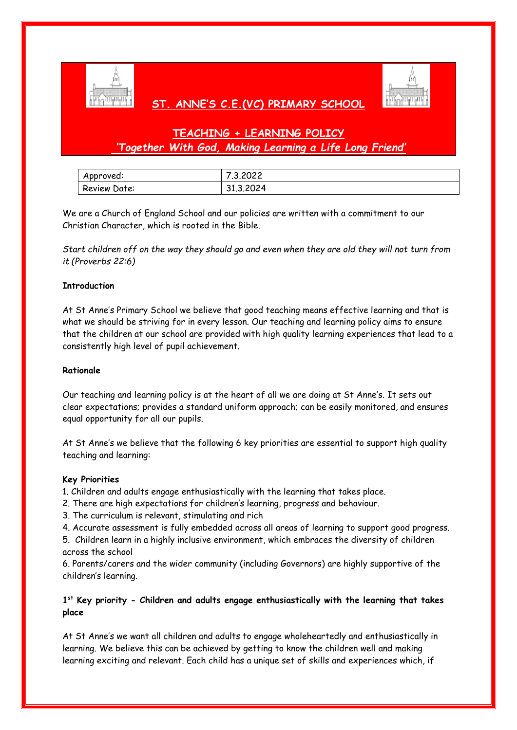# ST. ANNE'S C.E.(VC) PRIMARY SCHOOL

## TEACHING + LEARNING POLICY

***'Together With God, Making Learning a Life Long Friend'***

| Approved: | 7.3.2022 |
|---|---|
| Review Date: | 31.3.2024 |

We are a Church of England School and our policies are written with a commitment to our Christian Character, which is rooted in the Bible.

*Start children off on the way they should go and even when they are old they will not turn from it (Proverbs 22:6)*

**Introduction**

At St Anne's Primary School we believe that good teaching means effective learning and that is what we should be striving for in every lesson. Our teaching and learning policy aims to ensure that the children at our school are provided with high quality learning experiences that lead to a consistently high level of pupil achievement.

**Rationale**

Our teaching and learning policy is at the heart of all we are doing at St Anne's. It sets out clear expectations; provides a standard uniform approach; can be easily monitored, and ensures equal opportunity for all our pupils.

At St Anne's we believe that the following 6 key priorities are essential to support high quality teaching and learning:

**Key Priorities**

1. Children and adults engage enthusiastically with the learning that takes place.
2. There are high expectations for children's learning, progress and behaviour.
3. The curriculum is relevant, stimulating and rich
4. Accurate assessment is fully embedded across all areas of learning to support good progress.
5. Children learn in a highly inclusive environment, which embraces the diversity of children across the school
6. Parents/carers and the wider community (including Governors) are highly supportive of the children's learning.

**1st Key priority - Children and adults engage enthusiastically with the learning that takes place**

At St Anne's we want all children and adults to engage wholeheartedly and enthusiastically in learning. We believe this can be achieved by getting to know the children well and making learning exciting and relevant. Each child has a unique set of skills and experiences which, if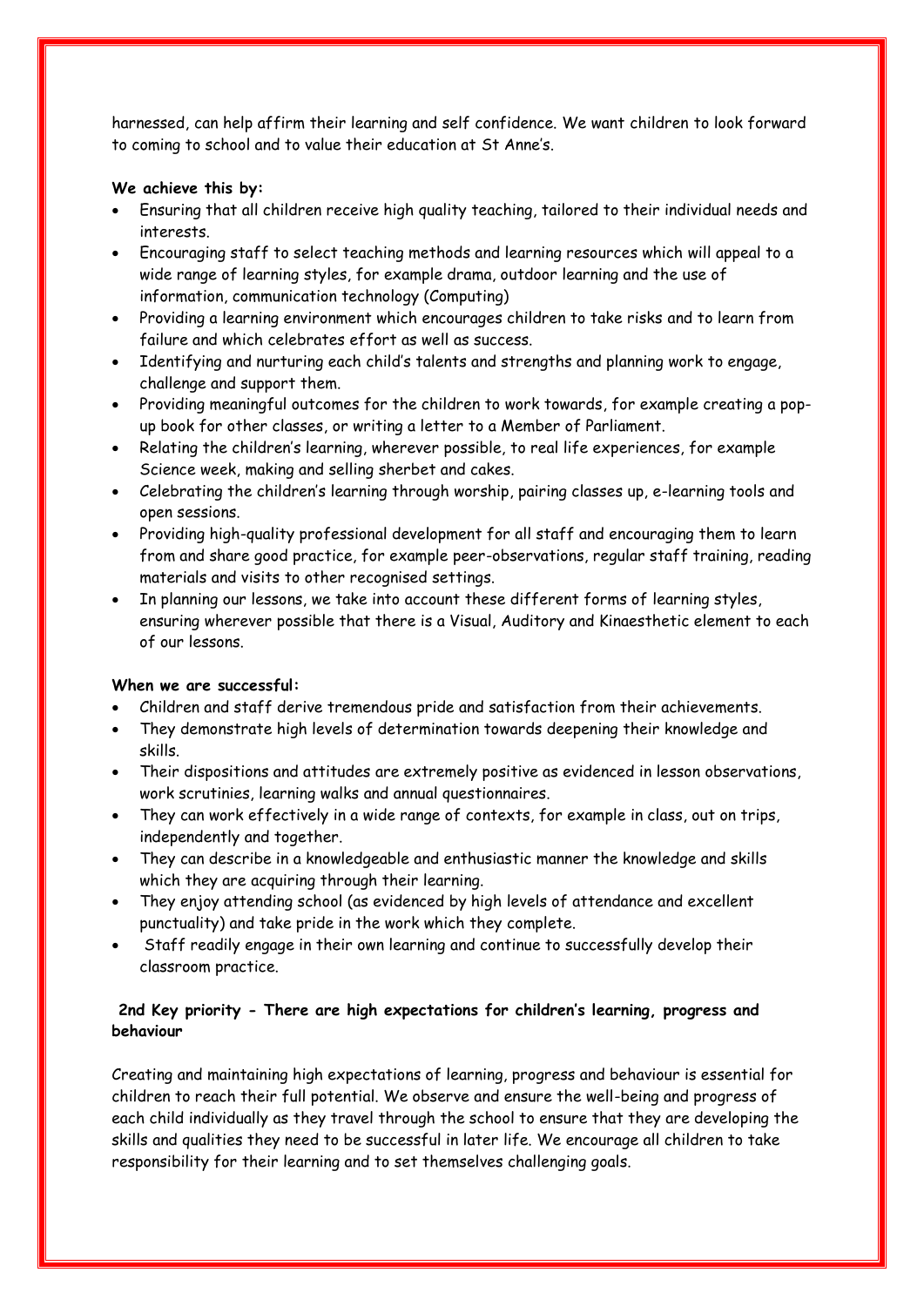harnessed, can help affirm their learning and self confidence. We want children to look forward to coming to school and to value their education at St Anne's.

**We achieve this by:**

- Ensuring that all children receive high quality teaching, tailored to their individual needs and interests.
- Encouraging staff to select teaching methods and learning resources which will appeal to a wide range of learning styles, for example drama, outdoor learning and the use of information, communication technology (Computing)
- Providing a learning environment which encourages children to take risks and to learn from failure and which celebrates effort as well as success.
- Identifying and nurturing each child's talents and strengths and planning work to engage, challenge and support them.
- Providing meaningful outcomes for the children to work towards, for example creating a pop-up book for other classes, or writing a letter to a Member of Parliament.
- Relating the children's learning, wherever possible, to real life experiences, for example Science week, making and selling sherbet and cakes.
- Celebrating the children's learning through worship, pairing classes up, e-learning tools and open sessions.
- Providing high-quality professional development for all staff and encouraging them to learn from and share good practice, for example peer-observations, regular staff training, reading materials and visits to other recognised settings.
- In planning our lessons, we take into account these different forms of learning styles, ensuring wherever possible that there is a Visual, Auditory and Kinaesthetic element to each of our lessons.

**When we are successful:**

- Children and staff derive tremendous pride and satisfaction from their achievements.
- They demonstrate high levels of determination towards deepening their knowledge and skills.
- Their dispositions and attitudes are extremely positive as evidenced in lesson observations, work scrutinies, learning walks and annual questionnaires.
- They can work effectively in a wide range of contexts, for example in class, out on trips, independently and together.
- They can describe in a knowledgeable and enthusiastic manner the knowledge and skills which they are acquiring through their learning.
- They enjoy attending school (as evidenced by high levels of attendance and excellent punctuality) and take pride in the work which they complete.
- Staff readily engage in their own learning and continue to successfully develop their classroom practice.

**2nd Key priority - There are high expectations for children's learning, progress and behaviour**

Creating and maintaining high expectations of learning, progress and behaviour is essential for children to reach their full potential. We observe and ensure the well-being and progress of each child individually as they travel through the school to ensure that they are developing the skills and qualities they need to be successful in later life. We encourage all children to take responsibility for their learning and to set themselves challenging goals.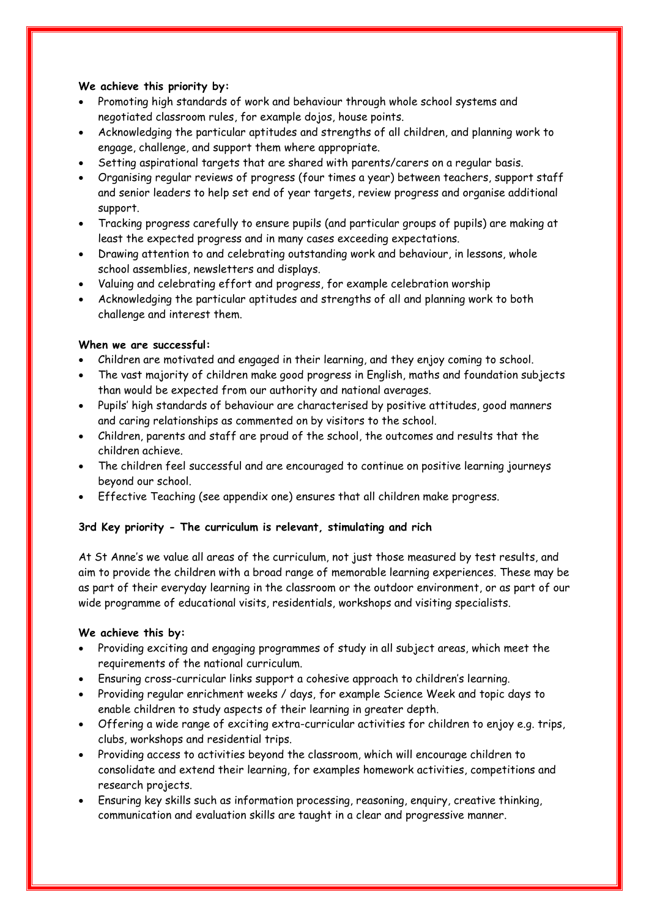**We achieve this priority by:**

- Promoting high standards of work and behaviour through whole school systems and negotiated classroom rules, for example dojos, house points.
- Acknowledging the particular aptitudes and strengths of all children, and planning work to engage, challenge, and support them where appropriate.
- Setting aspirational targets that are shared with parents/carers on a regular basis.
- Organising regular reviews of progress (four times a year) between teachers, support staff and senior leaders to help set end of year targets, review progress and organise additional support.
- Tracking progress carefully to ensure pupils (and particular groups of pupils) are making at least the expected progress and in many cases exceeding expectations.
- Drawing attention to and celebrating outstanding work and behaviour, in lessons, whole school assemblies, newsletters and displays.
- Valuing and celebrating effort and progress, for example celebration worship
- Acknowledging the particular aptitudes and strengths of all and planning work to both challenge and interest them.

**When we are successful:**

- Children are motivated and engaged in their learning, and they enjoy coming to school.
- The vast majority of children make good progress in English, maths and foundation subjects than would be expected from our authority and national averages.
- Pupils' high standards of behaviour are characterised by positive attitudes, good manners and caring relationships as commented on by visitors to the school.
- Children, parents and staff are proud of the school, the outcomes and results that the children achieve.
- The children feel successful and are encouraged to continue on positive learning journeys beyond our school.
- Effective Teaching (see appendix one) ensures that all children make progress.

**3rd Key priority - The curriculum is relevant, stimulating and rich**

At St Anne's we value all areas of the curriculum, not just those measured by test results, and aim to provide the children with a broad range of memorable learning experiences. These may be as part of their everyday learning in the classroom or the outdoor environment, or as part of our wide programme of educational visits, residentials, workshops and visiting specialists.

**We achieve this by:**

- Providing exciting and engaging programmes of study in all subject areas, which meet the requirements of the national curriculum.
- Ensuring cross-curricular links support a cohesive approach to children's learning.
- Providing regular enrichment weeks / days, for example Science Week and topic days to enable children to study aspects of their learning in greater depth.
- Offering a wide range of exciting extra-curricular activities for children to enjoy e.g. trips, clubs, workshops and residential trips.
- Providing access to activities beyond the classroom, which will encourage children to consolidate and extend their learning, for examples homework activities, competitions and research projects.
- Ensuring key skills such as information processing, reasoning, enquiry, creative thinking, communication and evaluation skills are taught in a clear and progressive manner.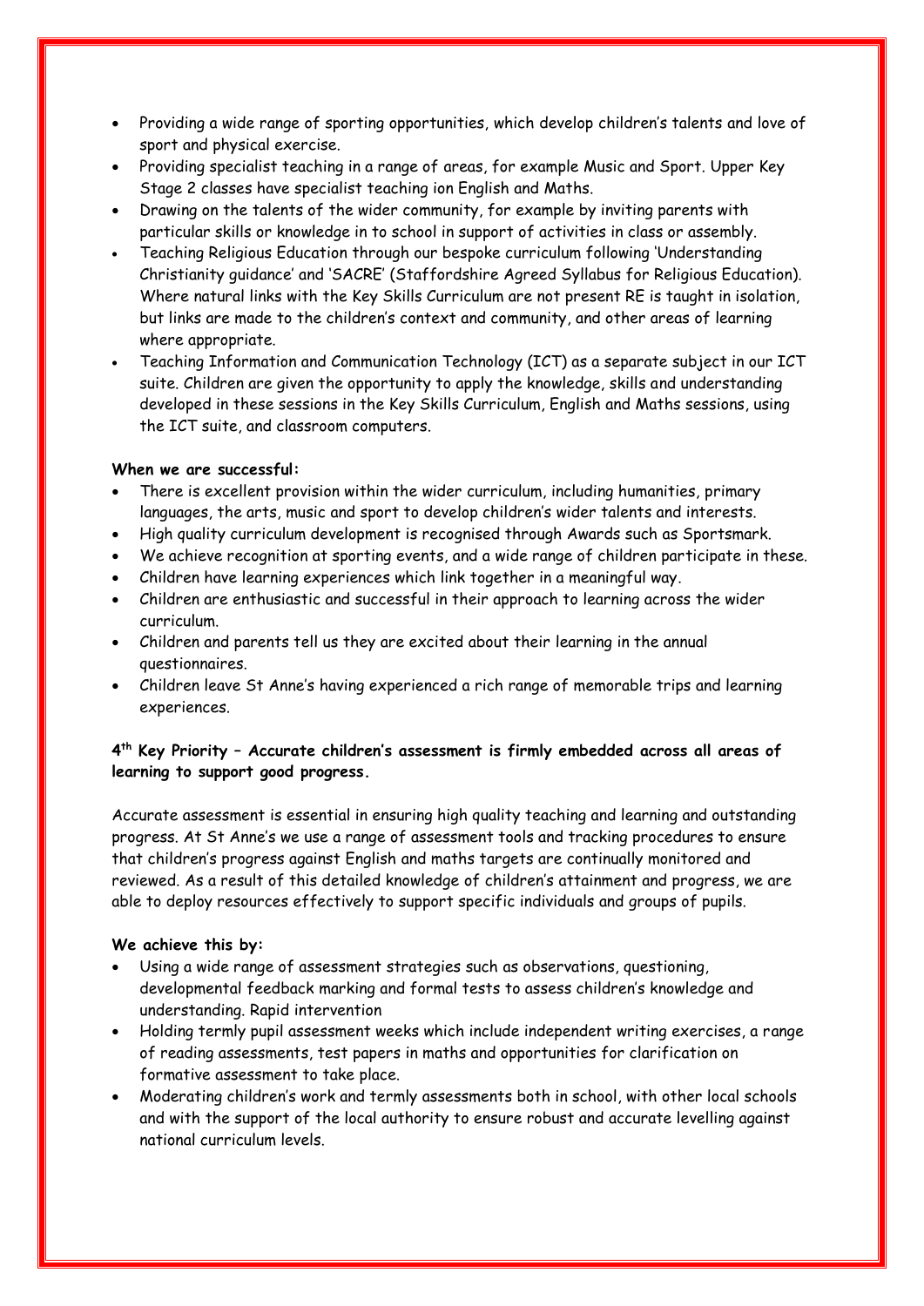- Providing a wide range of sporting opportunities, which develop children's talents and love of sport and physical exercise.
- Providing specialist teaching in a range of areas, for example Music and Sport. Upper Key Stage 2 classes have specialist teaching ion English and Maths.
- Drawing on the talents of the wider community, for example by inviting parents with particular skills or knowledge in to school in support of activities in class or assembly.
- Teaching Religious Education through our bespoke curriculum following 'Understanding Christianity guidance' and 'SACRE' (Staffordshire Agreed Syllabus for Religious Education). Where natural links with the Key Skills Curriculum are not present RE is taught in isolation, but links are made to the children's context and community, and other areas of learning where appropriate.
- Teaching Information and Communication Technology (ICT) as a separate subject in our ICT suite. Children are given the opportunity to apply the knowledge, skills and understanding developed in these sessions in the Key Skills Curriculum, English and Maths sessions, using the ICT suite, and classroom computers.

**When we are successful:**

- There is excellent provision within the wider curriculum, including humanities, primary languages, the arts, music and sport to develop children's wider talents and interests.
- High quality curriculum development is recognised through Awards such as Sportsmark.
- We achieve recognition at sporting events, and a wide range of children participate in these.
- Children have learning experiences which link together in a meaningful way.
- Children are enthusiastic and successful in their approach to learning across the wider curriculum.
- Children and parents tell us they are excited about their learning in the annual questionnaires.
- Children leave St Anne's having experienced a rich range of memorable trips and learning experiences.

**4th Key Priority – Accurate children's assessment is firmly embedded across all areas of learning to support good progress.**

Accurate assessment is essential in ensuring high quality teaching and learning and outstanding progress. At St Anne's we use a range of assessment tools and tracking procedures to ensure that children's progress against English and maths targets are continually monitored and reviewed. As a result of this detailed knowledge of children's attainment and progress, we are able to deploy resources effectively to support specific individuals and groups of pupils.

**We achieve this by:**

- Using a wide range of assessment strategies such as observations, questioning, developmental feedback marking and formal tests to assess children's knowledge and understanding. Rapid intervention
- Holding termly pupil assessment weeks which include independent writing exercises, a range of reading assessments, test papers in maths and opportunities for clarification on formative assessment to take place.
- Moderating children's work and termly assessments both in school, with other local schools and with the support of the local authority to ensure robust and accurate levelling against national curriculum levels.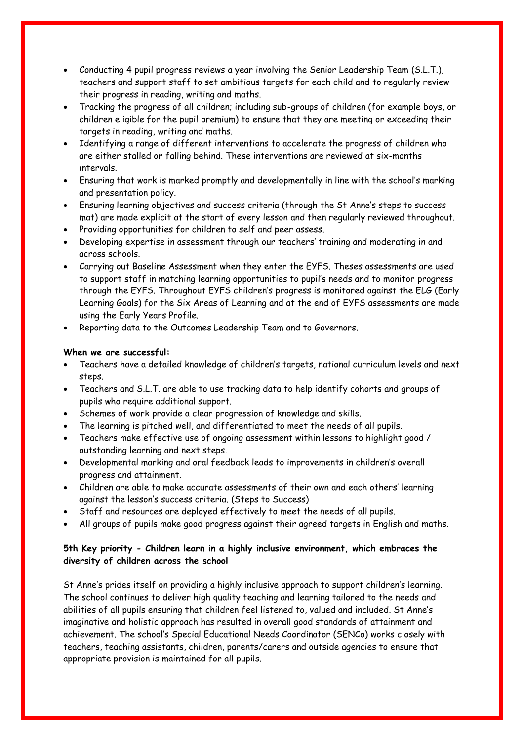- Conducting 4 pupil progress reviews a year involving the Senior Leadership Team (S.L.T.), teachers and support staff to set ambitious targets for each child and to regularly review their progress in reading, writing and maths.
- Tracking the progress of all children; including sub-groups of children (for example boys, or children eligible for the pupil premium) to ensure that they are meeting or exceeding their targets in reading, writing and maths.
- Identifying a range of different interventions to accelerate the progress of children who are either stalled or falling behind. These interventions are reviewed at six-months intervals.
- Ensuring that work is marked promptly and developmentally in line with the school's marking and presentation policy.
- Ensuring learning objectives and success criteria (through the St Anne's steps to success mat) are made explicit at the start of every lesson and then regularly reviewed throughout.
- Providing opportunities for children to self and peer assess.
- Developing expertise in assessment through our teachers' training and moderating in and across schools.
- Carrying out Baseline Assessment when they enter the EYFS. Theses assessments are used to support staff in matching learning opportunities to pupil's needs and to monitor progress through the EYFS. Throughout EYFS children's progress is monitored against the ELG (Early Learning Goals) for the Six Areas of Learning and at the end of EYFS assessments are made using the Early Years Profile.
- Reporting data to the Outcomes Leadership Team and to Governors.

**When we are successful:**

- Teachers have a detailed knowledge of children's targets, national curriculum levels and next steps.
- Teachers and S.L.T. are able to use tracking data to help identify cohorts and groups of pupils who require additional support.
- Schemes of work provide a clear progression of knowledge and skills.
- The learning is pitched well, and differentiated to meet the needs of all pupils.
- Teachers make effective use of ongoing assessment within lessons to highlight good / outstanding learning and next steps.
- Developmental marking and oral feedback leads to improvements in children's overall progress and attainment.
- Children are able to make accurate assessments of their own and each others' learning against the lesson's success criteria. (Steps to Success)
- Staff and resources are deployed effectively to meet the needs of all pupils.
- All groups of pupils make good progress against their agreed targets in English and maths.

**5th Key priority - Children learn in a highly inclusive environment, which embraces the diversity of children across the school**

St Anne's prides itself on providing a highly inclusive approach to support children's learning. The school continues to deliver high quality teaching and learning tailored to the needs and abilities of all pupils ensuring that children feel listened to, valued and included. St Anne's imaginative and holistic approach has resulted in overall good standards of attainment and achievement. The school's Special Educational Needs Coordinator (SENCo) works closely with teachers, teaching assistants, children, parents/carers and outside agencies to ensure that appropriate provision is maintained for all pupils.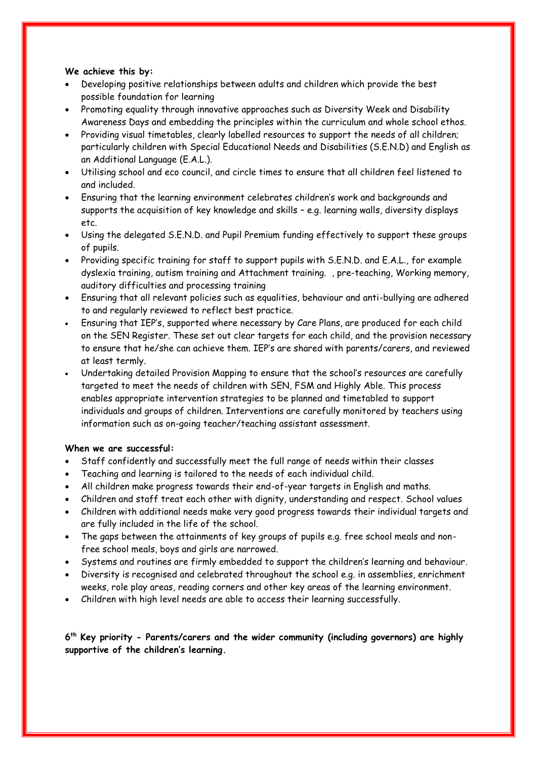**We achieve this by:**

- Developing positive relationships between adults and children which provide the best possible foundation for learning
- Promoting equality through innovative approaches such as Diversity Week and Disability Awareness Days and embedding the principles within the curriculum and whole school ethos.
- Providing visual timetables, clearly labelled resources to support the needs of all children; particularly children with Special Educational Needs and Disabilities (S.E.N.D) and English as an Additional Language (E.A.L.).
- Utilising school and eco council, and circle times to ensure that all children feel listened to and included.
- Ensuring that the learning environment celebrates children's work and backgrounds and supports the acquisition of key knowledge and skills – e.g. learning walls, diversity displays etc.
- Using the delegated S.E.N.D. and Pupil Premium funding effectively to support these groups of pupils.
- Providing specific training for staff to support pupils with S.E.N.D. and E.A.L., for example dyslexia training, autism training and Attachment training. , pre-teaching, Working memory, auditory difficulties and processing training
- Ensuring that all relevant policies such as equalities, behaviour and anti-bullying are adhered to and regularly reviewed to reflect best practice.
- Ensuring that IEP's, supported where necessary by Care Plans, are produced for each child on the SEN Register. These set out clear targets for each child, and the provision necessary to ensure that he/she can achieve them. IEP's are shared with parents/carers, and reviewed at least termly.
- Undertaking detailed Provision Mapping to ensure that the school's resources are carefully targeted to meet the needs of children with SEN, FSM and Highly Able. This process enables appropriate intervention strategies to be planned and timetabled to support individuals and groups of children. Interventions are carefully monitored by teachers using information such as on-going teacher/teaching assistant assessment.

**When we are successful:**

- Staff confidently and successfully meet the full range of needs within their classes
- Teaching and learning is tailored to the needs of each individual child.
- All children make progress towards their end-of-year targets in English and maths.
- Children and staff treat each other with dignity, understanding and respect. School values
- Children with additional needs make very good progress towards their individual targets and are fully included in the life of the school.
- The gaps between the attainments of key groups of pupils e.g. free school meals and non-free school meals, boys and girls are narrowed.
- Systems and routines are firmly embedded to support the children's learning and behaviour.
- Diversity is recognised and celebrated throughout the school e.g. in assemblies, enrichment weeks, role play areas, reading corners and other key areas of the learning environment.
- Children with high level needs are able to access their learning successfully.

**6th Key priority - Parents/carers and the wider community (including governors) are highly supportive of the children's learning.**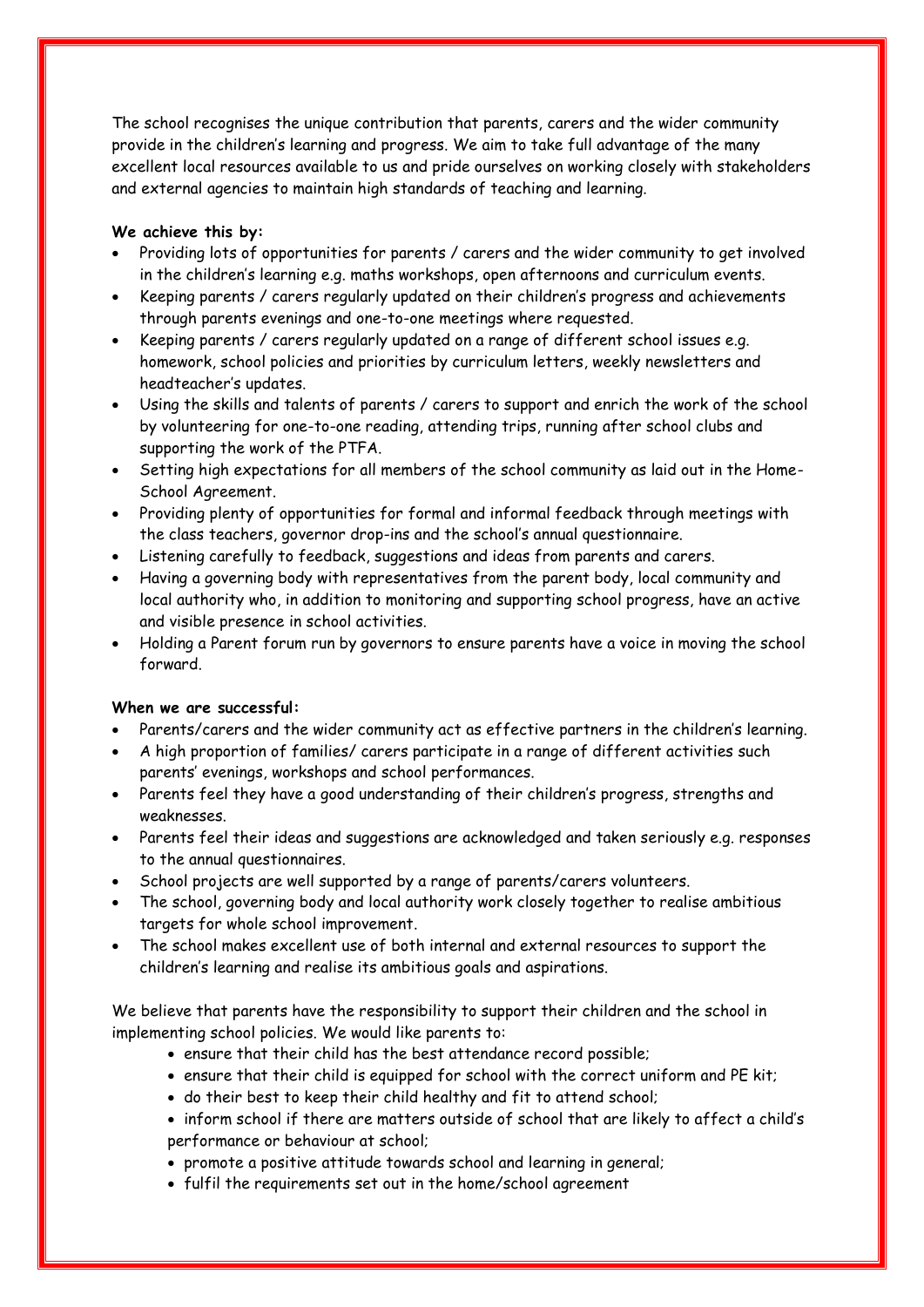The school recognises the unique contribution that parents, carers and the wider community provide in the children's learning and progress. We aim to take full advantage of the many excellent local resources available to us and pride ourselves on working closely with stakeholders and external agencies to maintain high standards of teaching and learning.

**We achieve this by:**

- Providing lots of opportunities for parents / carers and the wider community to get involved in the children's learning e.g. maths workshops, open afternoons and curriculum events.
- Keeping parents / carers regularly updated on their children's progress and achievements through parents evenings and one-to-one meetings where requested.
- Keeping parents / carers regularly updated on a range of different school issues e.g. homework, school policies and priorities by curriculum letters, weekly newsletters and headteacher's updates.
- Using the skills and talents of parents / carers to support and enrich the work of the school by volunteering for one-to-one reading, attending trips, running after school clubs and supporting the work of the PTFA.
- Setting high expectations for all members of the school community as laid out in the Home-School Agreement.
- Providing plenty of opportunities for formal and informal feedback through meetings with the class teachers, governor drop-ins and the school's annual questionnaire.
- Listening carefully to feedback, suggestions and ideas from parents and carers.
- Having a governing body with representatives from the parent body, local community and local authority who, in addition to monitoring and supporting school progress, have an active and visible presence in school activities.
- Holding a Parent forum run by governors to ensure parents have a voice in moving the school forward.

**When we are successful:**

- Parents/carers and the wider community act as effective partners in the children's learning.
- A high proportion of families/ carers participate in a range of different activities such parents' evenings, workshops and school performances.
- Parents feel they have a good understanding of their children's progress, strengths and weaknesses.
- Parents feel their ideas and suggestions are acknowledged and taken seriously e.g. responses to the annual questionnaires.
- School projects are well supported by a range of parents/carers volunteers.
- The school, governing body and local authority work closely together to realise ambitious targets for whole school improvement.
- The school makes excellent use of both internal and external resources to support the children's learning and realise its ambitious goals and aspirations.

We believe that parents have the responsibility to support their children and the school in implementing school policies. We would like parents to:

- ensure that their child has the best attendance record possible;
- ensure that their child is equipped for school with the correct uniform and PE kit;
- do their best to keep their child healthy and fit to attend school;
- inform school if there are matters outside of school that are likely to affect a child's performance or behaviour at school;
- promote a positive attitude towards school and learning in general;
- fulfil the requirements set out in the home/school agreement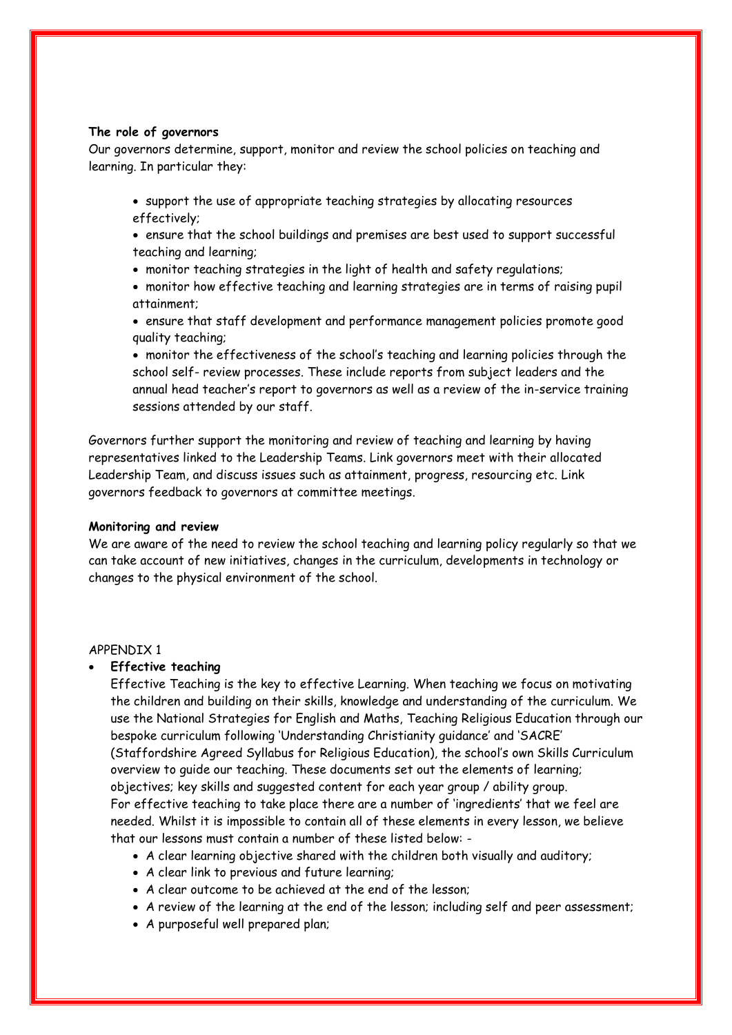**The role of governors**

Our governors determine, support, monitor and review the school policies on teaching and learning. In particular they:

- support the use of appropriate teaching strategies by allocating resources effectively;
- ensure that the school buildings and premises are best used to support successful teaching and learning;
- monitor teaching strategies in the light of health and safety regulations;
- monitor how effective teaching and learning strategies are in terms of raising pupil attainment;
- ensure that staff development and performance management policies promote good quality teaching;
- monitor the effectiveness of the school's teaching and learning policies through the school self- review processes. These include reports from subject leaders and the annual head teacher's report to governors as well as a review of the in-service training sessions attended by our staff.

Governors further support the monitoring and review of teaching and learning by having representatives linked to the Leadership Teams. Link governors meet with their allocated Leadership Team, and discuss issues such as attainment, progress, resourcing etc. Link governors feedback to governors at committee meetings.

**Monitoring and review**

We are aware of the need to review the school teaching and learning policy regularly so that we can take account of new initiatives, changes in the curriculum, developments in technology or changes to the physical environment of the school.

APPENDIX 1

- **Effective teaching**

  Effective Teaching is the key to effective Learning. When teaching we focus on motivating the children and building on their skills, knowledge and understanding of the curriculum. We use the National Strategies for English and Maths, Teaching Religious Education through our bespoke curriculum following 'Understanding Christianity guidance' and 'SACRE' (Staffordshire Agreed Syllabus for Religious Education), the school's own Skills Curriculum overview to guide our teaching. These documents set out the elements of learning; objectives; key skills and suggested content for each year group / ability group.
  For effective teaching to take place there are a number of 'ingredients' that we feel are needed. Whilst it is impossible to contain all of these elements in every lesson, we believe that our lessons must contain a number of these listed below: -
  - A clear learning objective shared with the children both visually and auditory;
  - A clear link to previous and future learning;
  - A clear outcome to be achieved at the end of the lesson;
  - A review of the learning at the end of the lesson; including self and peer assessment;
  - A purposeful well prepared plan;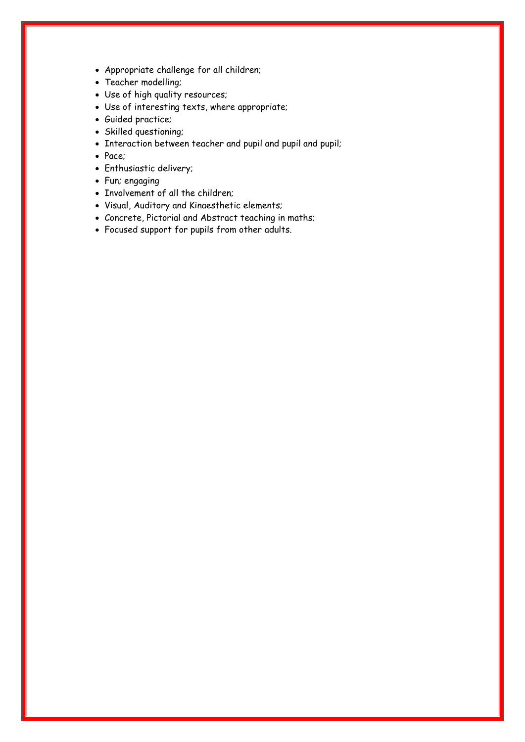- Appropriate challenge for all children;
- Teacher modelling;
- Use of high quality resources;
- Use of interesting texts, where appropriate;
- Guided practice;
- Skilled questioning;
- Interaction between teacher and pupil and pupil and pupil;
- Pace;
- Enthusiastic delivery;
- Fun; engaging
- Involvement of all the children;
- Visual, Auditory and Kinaesthetic elements;
- Concrete, Pictorial and Abstract teaching in maths;
- Focused support for pupils from other adults.